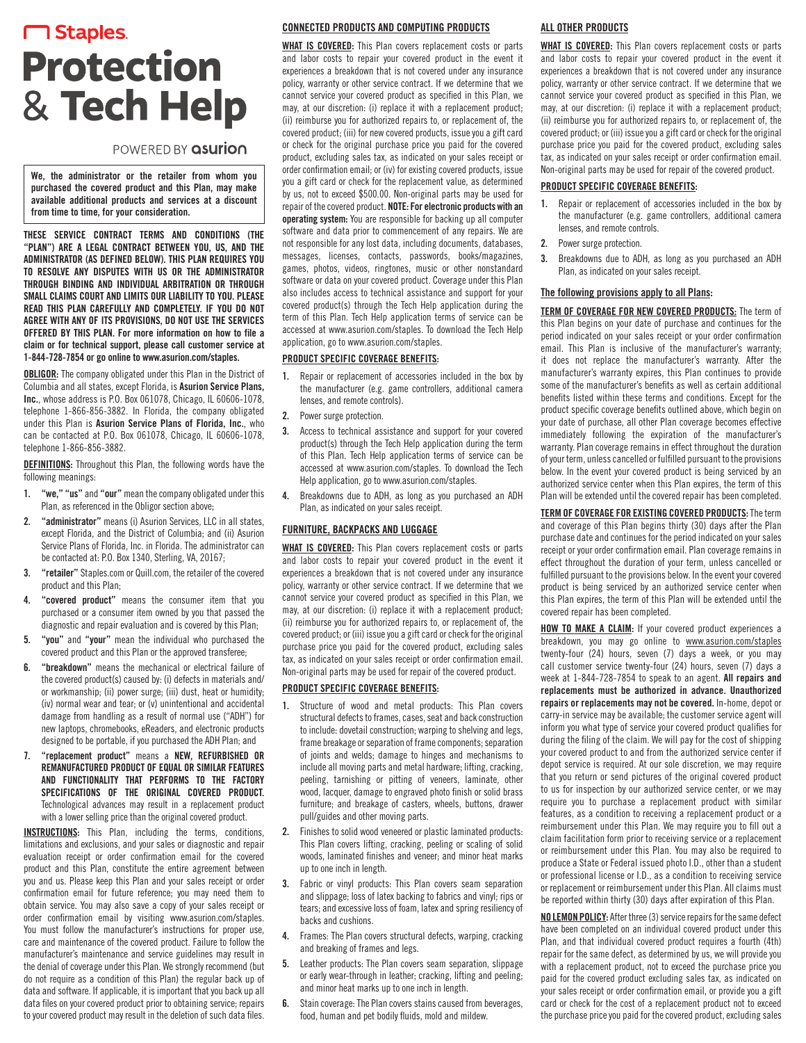# Staples Protection & Tech Help

POWERED BY asurion

**We, the administrator or the retailer from whom you purchased the covered product and this Plan, may make available additional products and services at a discount from time to time, for your consideration.**

**THESE SERVICE CONTRACT TERMS AND CONDITIONS (THE "PLAN") ARE A LEGAL CONTRACT BETWEEN YOU, US, AND THE ADMINISTRATOR (AS DEFINED BELOW). THIS PLAN REQUIRES YOU TO RESOLVE ANY DISPUTES WITH US OR THE ADMINISTRATOR THROUGH BINDING AND INDIVIDUAL ARBITRATION OR THROUGH SMALL CLAIMS COURT AND LIMITS OUR LIABILITY TO YOU. PLEASE READ THIS PLAN CAREFULLY AND COMPLETELY. IF YOU DO NOT AGREE WITH ANY OF ITS PROVISIONS, DO NOT USE THE SERVICES OFFERED BY THIS PLAN. For more information on how to file a claim or for technical support, please call customer service at 1-844-728-7854 or go online to www.asurion.com/staples.**

**OBLIGOR:** The company obligated under this Plan in the District of Columbia and all states, except Florida, is **Asurion Service Plans, Inc.**, whose address is P.O. Box 061078, Chicago, IL 60606-1078, telephone 1-866-856-3882. In Florida, the company obligated under this Plan is **Asurion Service Plans of Florida, Inc.**, who can be contacted at P.O. Box 061078, Chicago, IL 60606-1078, telephone 1-866-856-3882.

**DEFINITIONS:** Throughout this Plan, the following words have the following meanings:

1. **"we," "us"** and **"our"** mean the company obligated under this Plan, as referenced in the Obligor section above;
2. **"administrator"** means (i) Asurion Services, LLC in all states, except Florida, and the District of Columbia; and (ii) Asurion Service Plans of Florida, Inc. in Florida. The administrator can be contacted at: P.O. Box 1340, Sterling, VA, 20167;
3. **"retailer"** Staples.com or Quill.com, the retailer of the covered product and this Plan;
4. **"covered product"** means the consumer item that you purchased or a consumer item owned by you that passed the diagnostic and repair evaluation and is covered by this Plan;
5. **"you"** and **"your"** mean the individual who purchased the covered product and this Plan or the approved transferee;
6. **"breakdown"** means the mechanical or electrical failure of the covered product(s) caused by: (i) defects in materials and/or workmanship; (ii) power surge; (iii) dust, heat or humidity; (iv) normal wear and tear; or (v) unintentional and accidental damage from handling as a result of normal use ("ADH") for new laptops, chromebooks, eReaders, and electronic products designed to be portable, if you purchased the ADH Plan; and
7. **"replacement product"** means a **NEW, REFURBISHED OR REMANUFACTURED PRODUCT OF EQUAL OR SIMILAR FEATURES AND FUNCTIONALITY THAT PERFORMS TO THE FACTORY SPECIFICATIONS OF THE ORIGINAL COVERED PRODUCT.** Technological advances may result in a replacement product with a lower selling price than the original covered product.

**INSTRUCTIONS:** This Plan, including the terms, conditions, limitations and exclusions, and your sales or diagnostic and repair evaluation receipt or order confirmation email for the covered product and this Plan, constitute the entire agreement between you and us. Please keep this Plan and your sales receipt or order confirmation email for future reference; you may need them to obtain service. You may also save a copy of your sales receipt or order confirmation email by visiting www.asurion.com/staples. You must follow the manufacturer's instructions for proper use, care and maintenance of the covered product. Failure to follow the manufacturer's maintenance and service guidelines may result in the denial of coverage under this Plan. We strongly recommend (but do not require as a condition of this Plan) the regular back up of data and software. If applicable, it is important that you back up all data files on your covered product prior to obtaining service; repairs to your covered product may result in the deletion of such data files.

## CONNECTED PRODUCTS AND COMPUTING PRODUCTS

**WHAT IS COVERED:** This Plan covers replacement costs or parts and labor costs to repair your covered product in the event it experiences a breakdown that is not covered under any insurance policy, warranty or other service contract. If we determine that we cannot service your covered product as specified in this Plan, we may, at our discretion: (i) replace it with a replacement product; (ii) reimburse you for authorized repairs to, or replacement of, the covered product; (iii) for new covered products, issue you a gift card or check for the original purchase price you paid for the covered product, excluding sales tax, as indicated on your sales receipt or order confirmation email; or (iv) for existing covered products, issue you a gift card or check for the replacement value, as determined by us, not to exceed $500.00. Non-original parts may be used for repair of the covered product. **NOTE: For electronic products with an operating system:** You are responsible for backing up all computer software and data prior to commencement of any repairs. We are not responsible for any lost data, including documents, databases, messages, licenses, contacts, passwords, books/magazines, games, photos, videos, ringtones, music or other nonstandard software or data on your covered product. Coverage under this Plan also includes access to technical assistance and support for your covered product(s) through the Tech Help application during the term of this Plan. Tech Help application terms of service can be accessed at www.asurion.com/staples. To download the Tech Help application, go to www.asurion.com/staples.

### PRODUCT SPECIFIC COVERAGE BENEFITS:

1. Repair or replacement of accessories included in the box by the manufacturer (e.g. game controllers, additional camera lenses, and remote controls).
2. Power surge protection.
3. Access to technical assistance and support for your covered product(s) through the Tech Help application during the term of this Plan. Tech Help application terms of service can be accessed at www.asurion.com/staples. To download the Tech Help application, go to www.asurion.com/staples.
4. Breakdowns due to ADH, as long as you purchased an ADH Plan, as indicated on your sales receipt.

## FURNITURE, BACKPACKS AND LUGGAGE

**WHAT IS COVERED:** This Plan covers replacement costs or parts and labor costs to repair your covered product in the event it experiences a breakdown that is not covered under any insurance policy, warranty or other service contract. If we determine that we cannot service your covered product as specified in this Plan, we may, at our discretion: (i) replace it with a replacement product; (ii) reimburse you for authorized repairs to, or replacement of, the covered product; or (iii) issue you a gift card or check for the original purchase price you paid for the covered product, excluding sales tax, as indicated on your sales receipt or order confirmation email. Non-original parts may be used for repair of the covered product.

### PRODUCT SPECIFIC COVERAGE BENEFITS:

1. Structure of wood and metal products: This Plan covers structural defects to frames, cases, seat and back construction to include: dovetail construction; warping to shelving and legs, frame breakage or separation of frame components; separation of joints and welds; damage to hinges and mechanisms to include all moving parts and metal hardware; lifting, cracking, peeling, tarnishing or pitting of veneers, laminate, other wood, lacquer, damage to engraved photo finish or solid brass furniture; and breakage of casters, wheels, buttons, drawer pull/guides and other moving parts.
2. Finishes to solid wood veneered or plastic laminated products: This Plan covers lifting, cracking, peeling or scaling of solid woods, laminated finishes and veneer; and minor heat marks up to one inch in length.
3. Fabric or vinyl products: This Plan covers seam separation and slippage; loss of latex backing to fabrics and vinyl; rips or tears; and excessive loss of foam, latex and spring resiliency of backs and cushions.
4. Frames: The Plan covers structural defects, warping, cracking and breaking of frames and legs.
5. Leather products: The Plan covers seam separation, slippage or early wear-through in leather; cracking, lifting and peeling; and minor heat marks up to one inch in length.
6. Stain coverage: The Plan covers stains caused from beverages, food, human and pet bodily fluids, mold and mildew.

## ALL OTHER PRODUCTS

**WHAT IS COVERED:** This Plan covers replacement costs or parts and labor costs to repair your covered product in the event it experiences a breakdown that is not covered under any insurance policy, warranty or other service contract. If we determine that we cannot service your covered product as specified in this Plan, we may, at our discretion: (i) replace it with a replacement product; (ii) reimburse you for authorized repairs to, or replacement of, the covered product; or (iii) issue you a gift card or check for the original purchase price you paid for the covered product, excluding sales tax, as indicated on your sales receipt or order confirmation email. Non-original parts may be used for repair of the covered product.

### PRODUCT SPECIFIC COVERAGE BENEFITS:

1. Repair or replacement of accessories included in the box by the manufacturer (e.g. game controllers, additional camera lenses, and remote controls).
2. Power surge protection.
3. Breakdowns due to ADH, as long as you purchased an ADH Plan, as indicated on your sales receipt.

## The following provisions apply to all Plans:

**TERM OF COVERAGE FOR NEW COVERED PRODUCTS:** The term of this Plan begins on your date of purchase and continues for the period indicated on your sales receipt or your order confirmation email. This Plan is inclusive of the manufacturer's warranty; it does not replace the manufacturer's warranty. After the manufacturer's warranty expires, this Plan continues to provide some of the manufacturer's benefits as well as certain additional benefits listed within these terms and conditions. Except for the product specific coverage benefits outlined above, which begin on your date of purchase, all other Plan coverage becomes effective immediately following the expiration of the manufacturer's warranty. Plan coverage remains in effect throughout the duration of your term, unless cancelled or fulfilled pursuant to the provisions below. In the event your covered product is being serviced by an authorized service center when this Plan expires, the term of this Plan will be extended until the covered repair has been completed.

**TERM OF COVERAGE FOR EXISTING COVERED PRODUCTS:** The term and coverage of this Plan begins thirty (30) days after the Plan purchase date and continues for the period indicated on your sales receipt or your order confirmation email. Plan coverage remains in effect throughout the duration of your term, unless cancelled or fulfilled pursuant to the provisions below. In the event your covered product is being serviced by an authorized service center when this Plan expires, the term of this Plan will be extended until the covered repair has been completed.

**HOW TO MAKE A CLAIM:** If your covered product experiences a breakdown, you may go online to www.asurion.com/staples twenty-four (24) hours, seven (7) days a week, or you may call customer service twenty-four (24) hours, seven (7) days a week at 1-844-728-7854 to speak to an agent. **All repairs and replacements must be authorized in advance. Unauthorized repairs or replacements may not be covered.** In-home, depot or carry-in service may be available; the customer service agent will inform you what type of service your covered product qualifies for during the filing of the claim. We will pay for the cost of shipping your covered product to and from the authorized service center if depot service is required. At our sole discretion, we may require that you return or send pictures of the original covered product to us for inspection by our authorized service center, or we may require you to purchase a replacement product with similar features, as a condition to receiving a replacement product or a reimbursement under this Plan. We may require you to fill out a claim facilitation form prior to receiving service or a replacement or reimbursement under this Plan. You may also be required to produce a State or Federal issued photo I.D., other than a student or professional license or I.D., as a condition to receiving service or replacement or reimbursement under this Plan. All claims must be reported within thirty (30) days after expiration of this Plan.

**NO LEMON POLICY:** After three (3) service repairs for the same defect have been completed on an individual covered product under this Plan, and that individual covered product requires a fourth (4th) repair for the same defect, as determined by us, we will provide you with a replacement product, not to exceed the purchase price you paid for the covered product excluding sales tax, as indicated on your sales receipt or order confirmation email, or provide you a gift card or check for the cost of a replacement product not to exceed the purchase price you paid for the covered product, excluding sales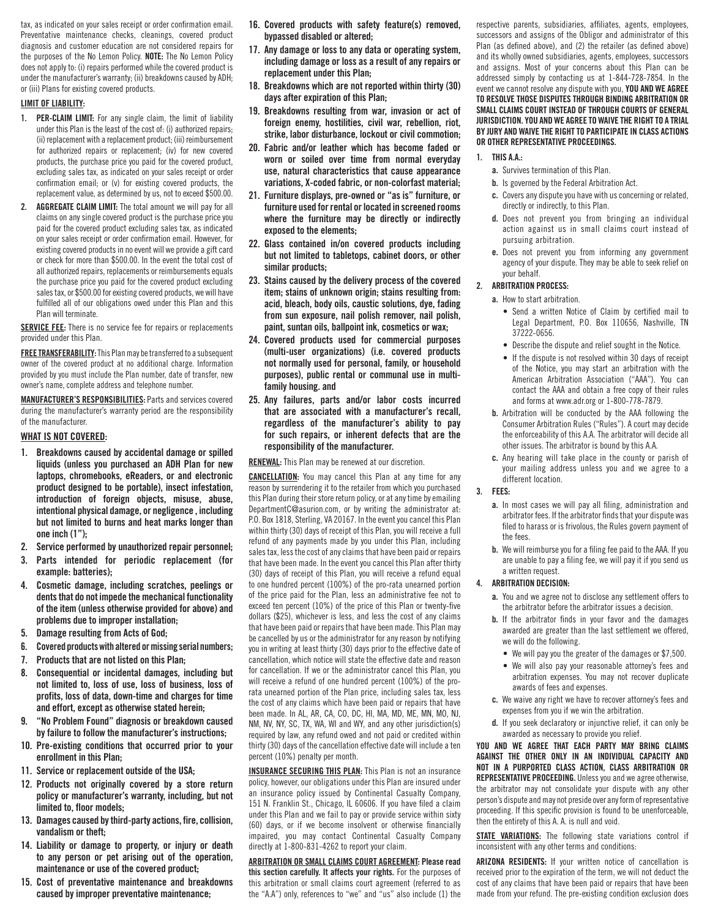tax, as indicated on your sales receipt or order confirmation email. Preventative maintenance checks, cleanings, covered product diagnosis and customer education are not considered repairs for the purposes of the No Lemon Policy. **NOTE:** The No Lemon Policy does not apply to: (i) repairs performed while the covered product is under the manufacturer's warranty; (ii) breakdowns caused by ADH; or (iii) Plans for existing covered products.

**LIMIT OF LIABILITY:**

1. **PER-CLAIM LIMIT:** For any single claim, the limit of liability under this Plan is the least of the cost of: (i) authorized repairs; (ii) replacement with a replacement product; (iii) reimbursement for authorized repairs or replacement; (iv) for new covered products, the purchase price you paid for the covered product, excluding sales tax, as indicated on your sales receipt or order confirmation email; or (v) for existing covered products, the replacement value, as determined by us, not to exceed $500.00.
2. **AGGREGATE CLAIM LIMIT:** The total amount we will pay for all claims on any single covered product is the purchase price you paid for the covered product excluding sales tax, as indicated on your sales receipt or order confirmation email. However, for existing covered products in no event will we provide a gift card or check for more than $500.00. In the event the total cost of all authorized repairs, replacements or reimbursements equals the purchase price you paid for the covered product excluding sales tax, or $500.00 for existing covered products, we will have fulfilled all of our obligations owed under this Plan and this Plan will terminate.

**SERVICE FEE:** There is no service fee for repairs or replacements provided under this Plan.

**FREE TRANSFERABILITY:** This Plan may be transferred to a subsequent owner of the covered product at no additional charge. Information provided by you must include the Plan number, date of transfer, new owner's name, complete address and telephone number.

**MANUFACTURER'S RESPONSIBILITIES:** Parts and services covered during the manufacturer's warranty period are the responsibility of the manufacturer.

**WHAT IS NOT COVERED:**

1. **Breakdowns caused by accidental damage or spilled liquids (unless you purchased an ADH Plan for new laptops, chromebooks, eReaders, or and electronic product designed to be portable), insect infestation, introduction of foreign objects, misuse, abuse, intentional physical damage, or negligence , including but not limited to burns and heat marks longer than one inch (1");**
2. **Service performed by unauthorized repair personnel;**
3. **Parts intended for periodic replacement (for example: batteries);**
4. **Cosmetic damage, including scratches, peelings or dents that do not impede the mechanical functionality of the item (unless otherwise provided for above) and problems due to improper installation;**
5. **Damage resulting from Acts of God;**
6. **Covered products with altered or missing serial numbers;**
7. **Products that are not listed on this Plan;**
8. **Consequential or incidental damages, including but not limited to, loss of use, loss of business, loss of profits, loss of data, down-time and charges for time and effort, except as otherwise stated herein;**
9. **"No Problem Found" diagnosis or breakdown caused by failure to follow the manufacturer's instructions;**
10. **Pre-existing conditions that occurred prior to your enrollment in this Plan;**
11. **Service or replacement outside of the USA;**
12. **Products not originally covered by a store return policy or manufacturer's warranty, including, but not limited to, floor models;**
13. **Damages caused by third-party actions, fire, collision, vandalism or theft;**
14. **Liability or damage to property, or injury or death to any person or pet arising out of the operation, maintenance or use of the covered product;**
15. **Cost of preventative maintenance and breakdowns caused by improper preventative maintenance;**
16. **Covered products with safety feature(s) removed, bypassed disabled or altered;**
17. **Any damage or loss to any data or operating system, including damage or loss as a result of any repairs or replacement under this Plan;**
18. **Breakdowns which are not reported within thirty (30) days after expiration of this Plan;**
19. **Breakdowns resulting from war, invasion or act of foreign enemy, hostilities, civil war, rebellion, riot, strike, labor disturbance, lockout or civil commotion;**
20. **Fabric and/or leather which has become faded or worn or soiled over time from normal everyday use, natural characteristics that cause appearance variations, X-coded fabric, or non-colorfast material;**
21. **Furniture displays, pre-owned or "as is" furniture, or furniture used for rental or located in screened rooms where the furniture may be directly or indirectly exposed to the elements;**
22. **Glass contained in/on covered products including but not limited to tabletops, cabinet doors, or other similar products;**
23. **Stains caused by the delivery process of the covered item; stains of unknown origin; stains resulting from: acid, bleach, body oils, caustic solutions, dye, fading from sun exposure, nail polish remover, nail polish, paint, suntan oils, ballpoint ink, cosmetics or wax;**
24. **Covered products used for commercial purposes (multi-user organizations) (i.e. covered products not normally used for personal, family, or household purposes), public rental or communal use in multi-family housing. and**
25. **Any failures, parts and/or labor costs incurred that are associated with a manufacturer's recall, regardless of the manufacturer's ability to pay for such repairs, or inherent defects that are the responsibility of the manufacturer.**

**RENEWAL:** This Plan may be renewed at our discretion.

**CANCELLATION:** You may cancel this Plan at any time for any reason by surrendering it to the retailer from which you purchased this Plan during their store return policy, or at any time by emailing DepartmentC@asurion.com, or by writing the administrator at: P.O. Box 1818, Sterling, VA 20167. In the event you cancel this Plan within thirty (30) days of receipt of this Plan, you will receive a full refund of any payments made by you under this Plan, including sales tax, less the cost of any claims that have been paid or repairs that have been made. In the event you cancel this Plan after thirty (30) days of receipt of this Plan, you will receive a refund equal to one hundred percent (100%) of the pro-rata unearned portion of the price paid for the Plan, less an administrative fee not to exceed ten percent (10%) of the price of this Plan or twenty-five dollars ($25), whichever is less, and less the cost of any claims that have been paid or repairs that have been made. This Plan may be cancelled by us or the administrator for any reason by notifying you in writing at least thirty (30) days prior to the effective date of cancellation, which notice will state the effective date and reason for cancellation. If we or the administrator cancel this Plan, you will receive a refund of one hundred percent (100%) of the pro-rata unearned portion of the Plan price, including sales tax, less the cost of any claims which have been paid or repairs that have been made. In AL, AR, CA, CO, DC, HI, MA, MD, ME, MN, MO, NJ, NM, NV, NY, SC, TX, WA, WI and WY, and any other jurisdiction(s) required by law, any refund owed and not paid or credited within thirty (30) days of the cancellation effective date will include a ten percent (10%) penalty per month.

**INSURANCE SECURING THIS PLAN:** This Plan is not an insurance policy, however, our obligations under this Plan are insured under an insurance policy issued by Continental Casualty Company, 151 N. Franklin St., Chicago, IL 60606. If you have filed a claim under this Plan and we fail to pay or provide service within sixty (60) days, or if we become insolvent or otherwise financially impaired, you may contact Continental Casualty Company directly at 1-800-831-4262 to report your claim.

**ARBITRATION OR SMALL CLAIMS COURT AGREEMENT: Please read this section carefully. It affects your rights.** For the purposes of this arbitration or small claims court agreement (referred to as the "A.A") only, references to "we" and "us" also include (1) the respective parents, subsidiaries, affiliates, agents, employees, successors and assigns of the Obligor and administrator of this Plan (as defined above), and (2) the retailer (as defined above) and its wholly owned subsidiaries, agents, employees, successors and assigns. Most of your concerns about this Plan can be addressed simply by contacting us at 1-844-728-7854. In the event we cannot resolve any dispute with you, **YOU AND WE AGREE TO RESOLVE THOSE DISPUTES THROUGH BINDING ARBITRATION OR SMALL CLAIMS COURT INSTEAD OF THROUGH COURTS OF GENERAL JURISDICTION. YOU AND WE AGREE TO WAIVE THE RIGHT TO A TRIAL BY JURY AND WAIVE THE RIGHT TO PARTICIPATE IN CLASS ACTIONS OR OTHER REPRESENTATIVE PROCEEDINGS.**

1. **THIS A.A.:**
   - **a.** Survives termination of this Plan.
   - **b.** Is governed by the Federal Arbitration Act.
   - **c.** Covers any dispute you have with us concerning or related, directly or indirectly, to this Plan.
   - **d.** Does not prevent you from bringing an individual action against us in small claims court instead of pursuing arbitration.
   - **e.** Does not prevent you from informing any government agency of your dispute. They may be able to seek relief on your behalf.
2. **ARBITRATION PROCESS:**
   - **a.** How to start arbitration.
     - Send a written Notice of Claim by certified mail to Legal Department, P.O. Box 110656, Nashville, TN 37222-0656.
     - Describe the dispute and relief sought in the Notice.
     - If the dispute is not resolved within 30 days of receipt of the Notice, you may start an arbitration with the American Arbitration Association ("AAA"). You can contact the AAA and obtain a free copy of their rules and forms at www.adr.org or 1-800-778-7879.
   - **b.** Arbitration will be conducted by the AAA following the Consumer Arbitration Rules ("Rules"). A court may decide the enforceability of this A.A. The arbitrator will decide all other issues. The arbitrator is bound by this A.A.
   - **c.** Any hearing will take place in the county or parish of your mailing address unless you and we agree to a different location.
3. **FEES:**
   - **a.** In most cases we will pay all filing, administration and arbitrator fees. If the arbitrator finds that your dispute was filed to harass or is frivolous, the Rules govern payment of the fees.
   - **b.** We will reimburse you for a filing fee paid to the AAA. If you are unable to pay a filing fee, we will pay it if you send us a written request.
4. **ARBITRATION DECISION:**
   - **a.** You and we agree not to disclose any settlement offers to the arbitrator before the arbitrator issues a decision.
   - **b.** If the arbitrator finds in your favor and the damages awarded are greater than the last settlement we offered, we will do the following.
     - We will pay you the greater of the damages or $7,500.
     - We will also pay your reasonable attorney's fees and arbitration expenses. You may not recover duplicate awards of fees and expenses.
   - **c.** We waive any right we have to recover attorney's fees and expenses from you if we win the arbitration.
   - **d.** If you seek declaratory or injunctive relief, it can only be awarded as necessary to provide you relief.

**YOU AND WE AGREE THAT EACH PARTY MAY BRING CLAIMS AGAINST THE OTHER ONLY IN AN INDIVIDUAL CAPACITY AND NOT IN A PURPORTED CLASS ACTION, CLASS ARBITRATION OR REPRESENTATIVE PROCEEDING.** Unless you and we agree otherwise, the arbitrator may not consolidate your dispute with any other person's dispute and may not preside over any form of representative proceeding. If this specific provision is found to be unenforceable, then the entirety of this A. A. is null and void.

**STATE VARIATIONS:** The following state variations control if inconsistent with any other terms and conditions:

**ARIZONA RESIDENTS:** If your written notice of cancellation is received prior to the expiration of the term, we will not deduct the cost of any claims that have been paid or repairs that have been made from your refund. The pre-existing condition exclusion does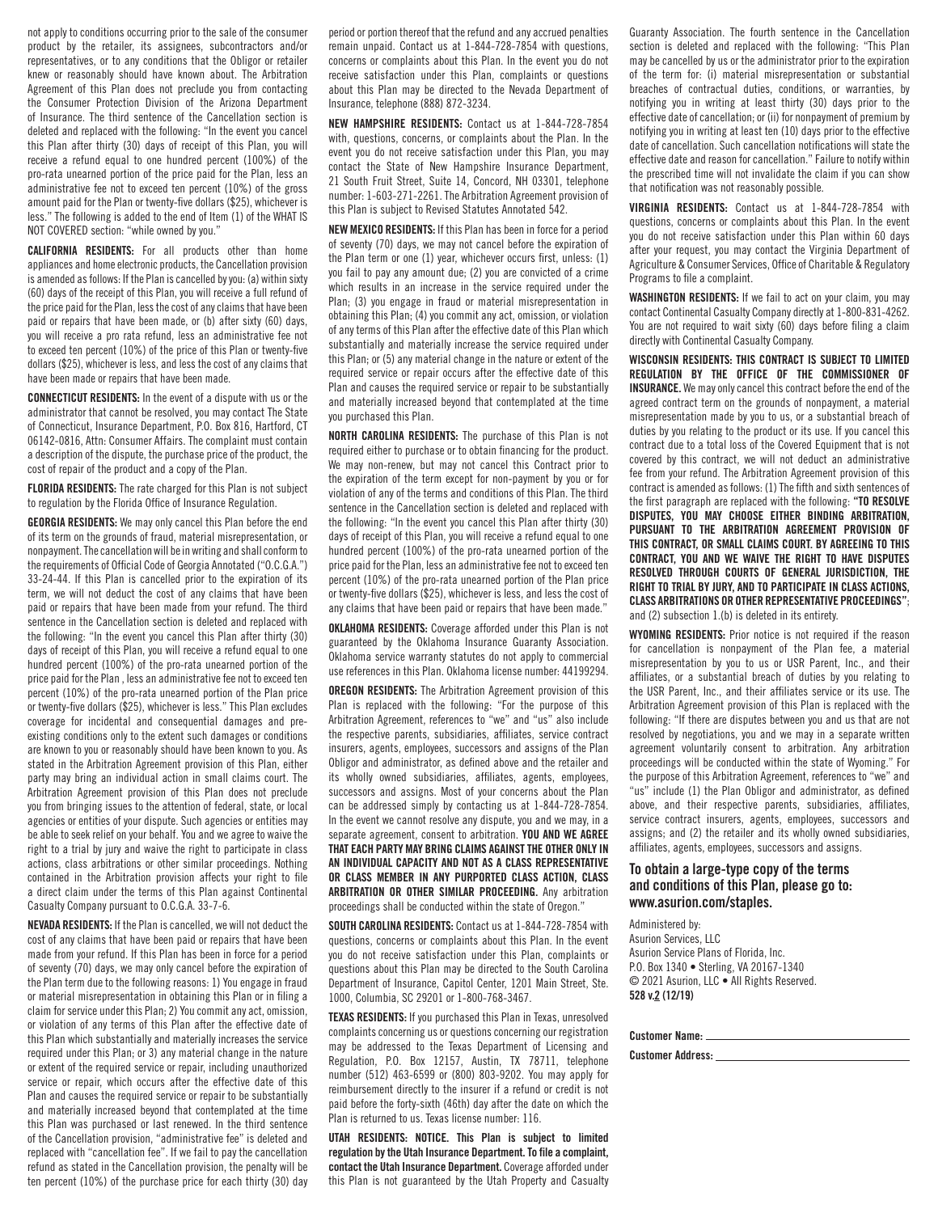not apply to conditions occurring prior to the sale of the consumer product by the retailer, its assignees, subcontractors and/or representatives, or to any conditions that the Obligor or retailer knew or reasonably should have known about. The Arbitration Agreement of this Plan does not preclude you from contacting the Consumer Protection Division of the Arizona Department of Insurance. The third sentence of the Cancellation section is deleted and replaced with the following: "In the event you cancel this Plan after thirty (30) days of receipt of this Plan, you will receive a refund equal to one hundred percent (100%) of the pro-rata unearned portion of the price paid for the Plan, less an administrative fee not to exceed ten percent (10%) of the gross amount paid for the Plan or twenty-five dollars ($25), whichever is less." The following is added to the end of Item (1) of the WHAT IS NOT COVERED section: "while owned by you."

**CALIFORNIA RESIDENTS:** For all products other than home appliances and home electronic products, the Cancellation provision is amended as follows: If the Plan is cancelled by you: (a) within sixty (60) days of the receipt of this Plan, you will receive a full refund of the price paid for the Plan, less the cost of any claims that have been paid or repairs that have been made, or (b) after sixty (60) days, you will receive a pro rata refund, less an administrative fee not to exceed ten percent (10%) of the price of this Plan or twenty-five dollars ($25), whichever is less, and less the cost of any claims that have been made or repairs that have been made.

**CONNECTICUT RESIDENTS:** In the event of a dispute with us or the administrator that cannot be resolved, you may contact The State of Connecticut, Insurance Department, P.O. Box 816, Hartford, CT 06142-0816, Attn: Consumer Affairs. The complaint must contain a description of the dispute, the purchase price of the product, the cost of repair of the product and a copy of the Plan.

**FLORIDA RESIDENTS:** The rate charged for this Plan is not subject to regulation by the Florida Office of Insurance Regulation.

**GEORGIA RESIDENTS:** We may only cancel this Plan before the end of its term on the grounds of fraud, material misrepresentation, or nonpayment. The cancellation will be in writing and shall conform to the requirements of Official Code of Georgia Annotated ("O.C.G.A.") 33-24-44. If this Plan is cancelled prior to the expiration of its term, we will not deduct the cost of any claims that have been paid or repairs that have been made from your refund. The third sentence in the Cancellation section is deleted and replaced with the following: "In the event you cancel this Plan after thirty (30) days of receipt of this Plan, you will receive a refund equal to one hundred percent (100%) of the pro-rata unearned portion of the price paid for the Plan , less an administrative fee not to exceed ten percent (10%) of the pro-rata unearned portion of the Plan price or twenty-five dollars ($25), whichever is less." This Plan excludes coverage for incidental and consequential damages and pre-existing conditions only to the extent such damages or conditions are known to you or reasonably should have been known to you. As stated in the Arbitration Agreement provision of this Plan, either party may bring an individual action in small claims court. The Arbitration Agreement provision of this Plan does not preclude you from bringing issues to the attention of federal, state, or local agencies or entities of your dispute. Such agencies or entities may be able to seek relief on your behalf. You and we agree to waive the right to a trial by jury and waive the right to participate in class actions, class arbitrations or other similar proceedings. Nothing contained in the Arbitration provision affects your right to file a direct claim under the terms of this Plan against Continental Casualty Company pursuant to O.C.G.A. 33-7-6.

**NEVADA RESIDENTS:** If the Plan is cancelled, we will not deduct the cost of any claims that have been paid or repairs that have been made from your refund. If this Plan has been in force for a period of seventy (70) days, we may only cancel before the expiration of the Plan term due to the following reasons: 1) You engage in fraud or material misrepresentation in obtaining this Plan or in filing a claim for service under this Plan; 2) You commit any act, omission, or violation of any terms of this Plan after the effective date of this Plan which substantially and materially increases the service required under this Plan; or 3) any material change in the nature or extent of the required service or repair, including unauthorized service or repair, which occurs after the effective date of this Plan and causes the required service or repair to be substantially and materially increased beyond that contemplated at the time this Plan was purchased or last renewed. In the third sentence of the Cancellation provision, "administrative fee" is deleted and replaced with "cancellation fee". If we fail to pay the cancellation refund as stated in the Cancellation provision, the penalty will be ten percent (10%) of the purchase price for each thirty (30) day period or portion thereof that the refund and any accrued penalties remain unpaid. Contact us at 1-844-728-7854 with questions, concerns or complaints about this Plan. In the event you do not receive satisfaction under this Plan, complaints or questions about this Plan may be directed to the Nevada Department of Insurance, telephone (888) 872-3234.

**NEW HAMPSHIRE RESIDENTS:** Contact us at 1-844-728-7854 with, questions, concerns, or complaints about the Plan. In the event you do not receive satisfaction under this Plan, you may contact the State of New Hampshire Insurance Department, 21 South Fruit Street, Suite 14, Concord, NH 03301, telephone number: 1-603-271-2261. The Arbitration Agreement provision of this Plan is subject to Revised Statutes Annotated 542.

**NEW MEXICO RESIDENTS:** If this Plan has been in force for a period of seventy (70) days, we may not cancel before the expiration of the Plan term or one (1) year, whichever occurs first, unless: (1) you fail to pay any amount due; (2) you are convicted of a crime which results in an increase in the service required under the Plan; (3) you engage in fraud or material misrepresentation in obtaining this Plan; (4) you commit any act, omission, or violation of any terms of this Plan after the effective date of this Plan which substantially and materially increase the service required under this Plan; or (5) any material change in the nature or extent of the required service or repair occurs after the effective date of this Plan and causes the required service or repair to be substantially and materially increased beyond that contemplated at the time you purchased this Plan.

**NORTH CAROLINA RESIDENTS:** The purchase of this Plan is not required either to purchase or to obtain financing for the product. We may non-renew, but may not cancel this Contract prior to the expiration of the term except for non-payment by you or for violation of any of the terms and conditions of this Plan. The third sentence in the Cancellation section is deleted and replaced with the following: "In the event you cancel this Plan after thirty (30) days of receipt of this Plan, you will receive a refund equal to one hundred percent (100%) of the pro-rata unearned portion of the price paid for the Plan, less an administrative fee not to exceed ten percent (10%) of the pro-rata unearned portion of the Plan price or twenty-five dollars ($25), whichever is less, and less the cost of any claims that have been paid or repairs that have been made."

**OKLAHOMA RESIDENTS:** Coverage afforded under this Plan is not guaranteed by the Oklahoma Insurance Guaranty Association. Oklahoma service warranty statutes do not apply to commercial use references in this Plan. Oklahoma license number: 44199294.

**OREGON RESIDENTS:** The Arbitration Agreement provision of this Plan is replaced with the following: "For the purpose of this Arbitration Agreement, references to "we" and "us" also include the respective parents, subsidiaries, affiliates, service contract insurers, agents, employees, successors and assigns of the Plan Obligor and administrator, as defined above and the retailer and its wholly owned subsidiaries, affiliates, agents, employees, successors and assigns. Most of your concerns about the Plan can be addressed simply by contacting us at 1-844-728-7854. In the event we cannot resolve any dispute, you and we may, in a separate agreement, consent to arbitration. **YOU AND WE AGREE THAT EACH PARTY MAY BRING CLAIMS AGAINST THE OTHER ONLY IN AN INDIVIDUAL CAPACITY AND NOT AS A CLASS REPRESENTATIVE OR CLASS MEMBER IN ANY PURPORTED CLASS ACTION, CLASS ARBITRATION OR OTHER SIMILAR PROCEEDING.** Any arbitration proceedings shall be conducted within the state of Oregon."

**SOUTH CAROLINA RESIDENTS:** Contact us at 1-844-728-7854 with questions, concerns or complaints about this Plan. In the event you do not receive satisfaction under this Plan, complaints or questions about this Plan may be directed to the South Carolina Department of Insurance, Capitol Center, 1201 Main Street, Ste. 1000, Columbia, SC 29201 or 1-800-768-3467.

**TEXAS RESIDENTS:** If you purchased this Plan in Texas, unresolved complaints concerning us or questions concerning our registration may be addressed to the Texas Department of Licensing and Regulation, P.O. Box 12157, Austin, TX 78711, telephone number (512) 463-6599 or (800) 803-9202. You may apply for reimbursement directly to the insurer if a refund or credit is not paid before the forty-sixth (46th) day after the date on which the Plan is returned to us. Texas license number: 116.

**UTAH RESIDENTS: NOTICE. This Plan is subject to limited regulation by the Utah Insurance Department. To file a complaint, contact the Utah Insurance Department.** Coverage afforded under this Plan is not guaranteed by the Utah Property and Casualty Guaranty Association. The fourth sentence in the Cancellation section is deleted and replaced with the following: "This Plan may be cancelled by us or the administrator prior to the expiration of the term for: (i) material misrepresentation or substantial breaches of contractual duties, conditions, or warranties, by notifying you in writing at least thirty (30) days prior to the effective date of cancellation; or (ii) for nonpayment of premium by notifying you in writing at least ten (10) days prior to the effective date of cancellation. Such cancellation notifications will state the effective date and reason for cancellation." Failure to notify within the prescribed time will not invalidate the claim if you can show that notification was not reasonably possible.

**VIRGINIA RESIDENTS:** Contact us at 1-844-728-7854 with questions, concerns or complaints about this Plan. In the event you do not receive satisfaction under this Plan within 60 days after your request, you may contact the Virginia Department of Agriculture & Consumer Services, Office of Charitable & Regulatory Programs to file a complaint.

**WASHINGTON RESIDENTS:** If we fail to act on your claim, you may contact Continental Casualty Company directly at 1-800-831-4262. You are not required to wait sixty (60) days before filing a claim directly with Continental Casualty Company.

**WISCONSIN RESIDENTS: THIS CONTRACT IS SUBJECT TO LIMITED REGULATION BY THE OFFICE OF THE COMMISSIONER OF INSURANCE.** We may only cancel this contract before the end of the agreed contract term on the grounds of nonpayment, a material misrepresentation made by you to us, or a substantial breach of duties by you relating to the product or its use. If you cancel this contract due to a total loss of the Covered Equipment that is not covered by this contract, we will not deduct an administrative fee from your refund. The Arbitration Agreement provision of this contract is amended as follows: (1) The fifth and sixth sentences of the first paragraph are replaced with the following: **"TO RESOLVE DISPUTES, YOU MAY CHOOSE EITHER BINDING ARBITRATION, PURSUANT TO THE ARBITRATION AGREEMENT PROVISION OF THIS CONTRACT, OR SMALL CLAIMS COURT. BY AGREEING TO THIS CONTRACT, YOU AND WE WAIVE THE RIGHT TO HAVE DISPUTES RESOLVED THROUGH COURTS OF GENERAL JURISDICTION, THE RIGHT TO TRIAL BY JURY, AND TO PARTICIPATE IN CLASS ACTIONS, CLASS ARBITRATIONS OR OTHER REPRESENTATIVE PROCEEDINGS"**; and (2) subsection 1.(b) is deleted in its entirety.

**WYOMING RESIDENTS:** Prior notice is not required if the reason for cancellation is nonpayment of the Plan fee, a material misrepresentation by you to us or USR Parent, Inc., and their affiliates, or a substantial breach of duties by you relating to the USR Parent, Inc., and their affiliates service or its use. The Arbitration Agreement provision of this Plan is replaced with the following: "If there are disputes between you and us that are not resolved by negotiations, you and we may in a separate written agreement voluntarily consent to arbitration. Any arbitration proceedings will be conducted within the state of Wyoming." For the purpose of this Arbitration Agreement, references to "we" and "us" include (1) the Plan Obligor and administrator, as defined above, and their respective parents, subsidiaries, affiliates, service contract insurers, agents, employees, successors and assigns; and (2) the retailer and its wholly owned subsidiaries, affiliates, agents, employees, successors and assigns.

## To obtain a large-type copy of the terms and conditions of this Plan, please go to: www.asurion.com/staples.

Administered by:
Asurion Services, LLC
Asurion Service Plans of Florida, Inc.
P.O. Box 1340 • Sterling, VA 20167-1340
© 2021 Asurion, LLC • All Rights Reserved.
**528 v.2 (12/19)**

**Customer Name:** ______________________

**Customer Address:** ______________________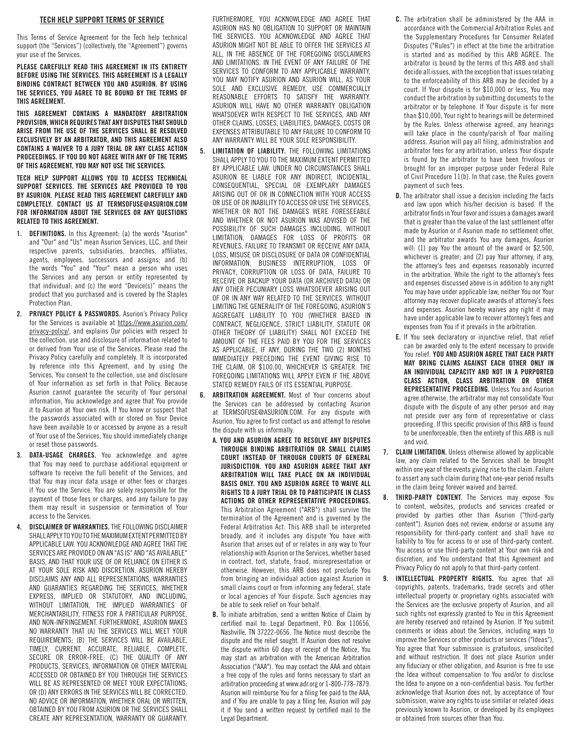## TECH HELP SUPPORT TERMS OF SERVICE

This Terms of Service Agreement for the Tech help technical support (the "Services") (collectively, the "Agreement") governs your use of the Services.

**PLEASE CAREFULLY READ THIS AGREEMENT IN ITS ENTIRETY BEFORE USING THE SERVICES. THIS AGREEMENT IS A LEGALLY BINDING CONTRACT BETWEEN YOU AND ASURION. BY USING THE SERVICES, YOU AGREE TO BE BOUND BY THE TERMS OF THIS AGREEMENT.**

**THIS AGREEMENT CONTAINS A MANDATORY ARBITRATION PROVISION, WHICH REQUIRES THAT ANY DISPUTES THAT SHOULD ARISE FROM THE USE OF THE SERVICES SHALL BE RESOLVED EXCLUSIVELY BY AN ARBITRATOR, AND THIS AGREEMENT ALSO CONTAINS A WAIVER TO A JURY TRIAL OR ANY CLASS ACTION PROCEEDINGS. IF YOU DO NOT AGREE WITH ANY OF THE TERMS OF THIS AGREEMENT, YOU MAY NOT USE THE SERVICES.**

**TECH HELP SUPPORT ALLOWS YOU TO ACCESS TECHNICAL SUPPORT SERVICES. THE SERVICES ARE PROVIDED TO YOU BY ASURION. PLEASE READ THIS AGREEMENT CAREFULLY AND COMPLETELY. CONTACT US AT TERMSOFUSE@ASURION.COM FOR INFORMATION ABOUT THE SERVICES OR ANY QUESTIONS RELATED TO THIS AGREEMENT.**

1. **DEFINITIONS.** In this Agreement: (a) the words "Asurion" and "Our" and "Us" mean Asurion Services, LLC, and their respective parents, subsidiaries, branches, affiliates, agents, employees, successors and assigns; and (b) the words "You" and "Your" mean a person who uses the Services and any person or entity represented by that individual; and (c) the word "Device(s)" means the product that you purchased and is covered by the Staples Protection Plan.

2. **PRIVACY POLICY & PASSWORDS.** Asurion's Privacy Policy for the Services is available at https://www.asurion.com/privacy-policy/, and explains Our policies with respect to the collection, use and disclosure of information related to or derived from Your use of the Services. Please read the Privacy Policy carefully and completely. It is incorporated by reference into this Agreement, and by using the Services, You consent to the collection, use and disclosure of Your information as set forth in that Policy. Because Asurion cannot guarantee the security of Your personal information, You acknowledge and agree that You provide it to Asurion at Your own risk. If You know or suspect that the passwords associated with or stored on Your Device have been available to or accessed by anyone as a result of Your use of the Services, You should immediately change or reset those passwords.

3. **DATA-USAGE CHARGES.** You acknowledge and agree that You may need to purchase additional equipment or software to receive the full benefit of the Services, and that You may incur data usage or other fees or charges if You use the Service. You are solely responsible for the payment of those fees or charges, and any failure to pay them may result in suspension or termination of Your access to the Services.

4. **DISCLAIMER OF WARRANTIES.** THE FOLLOWING DISCLAIMER SHALL APPLY TO YOU TO THE MAXIMUM EXTENT PERMITTED BY APPLICABLE LAW. YOU ACKNOWLEDGE AND AGREE THAT THE SERVICES ARE PROVIDED ON AN "AS IS" AND "AS AVAILABLE" BASIS, AND THAT YOUR USE OF OR RELIANCE ON EITHER IS AT YOUR SOLE RISK AND DISCRETION. ASURION HEREBY DISCLAIMS ANY AND ALL REPRESENTATIONS, WARRANTIES AND GUARANTIES REGARDING THE SERVICES, WHETHER EXPRESS, IMPLIED OR STATUTORY, AND INCLUDING, WITHOUT LIMITATION, THE IMPLIED WARRANTIES OF MERCHANTABILITY, FITNESS FOR A PARTICULAR PURPOSE, AND NON-INFRINGEMENT. FURTHERMORE, ASURION MAKES NO WARRANTY THAT (A) THE SERVICES WILL MEET YOUR REQUIREMENTS; (B) THE SERVICES WILL BE AVAILABLE, TIMELY, CURRENT, ACCURATE, RELIABLE, COMPLETE, SECURE OR ERROR-FREE; (C) THE QUALITY OF ANY PRODUCTS, SERVICES, INFORMATION OR OTHER MATERIAL ACCESSED OR OBTAINED BY YOU THROUGH THE SERVICES WILL BE AS REPRESENTED OR MEET YOUR EXPECTATIONS; OR (D) ANY ERRORS IN THE SERVICES WILL BE CORRECTED. NO ADVICE OR INFORMATION, WHETHER ORAL OR WRITTEN, OBTAINED BY YOU FROM ASURION OR THE SERVICES SHALL CREATE ANY REPRESENTATION, WARRANTY OR GUARANTY. FURTHERMORE, YOU ACKNOWLEDGE AND AGREE THAT ASURION HAS NO OBLIGATION TO SUPPORT OR MAINTAIN THE SERVICES. YOU ACKNOWLEDGE AND AGREE THAT ASURION MIGHT NOT BE ABLE TO OFFER THE SERVICES AT ALL, IN THE ABSENCE OF THE FOREGOING DISCLAIMERS AND LIMITATIONS. IN THE EVENT OF ANY FAILURE OF THE SERVICES TO CONFORM TO ANY APPLICABLE WARRANTY, YOU MAY NOTIFY ASURION AND ASURION WILL, AS YOUR SOLE AND EXCLUSIVE REMEDY, USE COMMERCIALLY REASONABLE EFFORTS TO SATISFY THE WARRANTY. ASURION WILL HAVE NO OTHER WARRANTY OBLIGATION WHATSOEVER WITH RESPECT TO THE SERVICES, AND ANY OTHER CLAIMS, LOSSES, LIABILITIES, DAMAGES, COSTS OR EXPENSES ATTRIBUTABLE TO ANY FAILURE TO CONFORM TO ANY WARRANTY WILL BE YOUR SOLE RESPONSIBILITY.

5. **LIMITATION OF LIABILITY.** THE FOLLOWING LIMITATIONS SHALL APPLY TO YOU TO THE MAXIMUM EXTENT PERMITTED BY APPLICABLE LAW. UNDER NO CIRCUMSTANCES SHALL ASURION BE LIABLE FOR ANY INDIRECT, INCIDENTAL, CONSEQUENTIAL, SPECIAL OR EXEMPLARY DAMAGES ARISING OUT OF OR IN CONNECTION WITH YOUR ACCESS OR USE OF OR INABILITY TO ACCESS OR USE THE SERVICES, WHETHER OR NOT THE DAMAGES WERE FORESEEABLE AND WHETHER OR NOT ASURION WAS ADVISED OF THE POSSIBILITY OF SUCH DAMAGES INCLUDING, WITHOUT LIMITATION, DAMAGES FOR LOSS OF PROFITS OR REVENUES, FAILURE TO TRANSMIT OR RECEIVE ANY DATA, LOSS, MISUSE OR DISCLOSURE OF DATA OR CONFIDENTIAL INFORMATION, BUSINESS INTERRUPTION, LOSS OF PRIVACY, CORRUPTION OR LOSS OF DATA, FAILURE TO RECEIVE OR BACKUP YOUR DATA (OR ARCHIVED DATA) OR ANY OTHER PECUNIARY LOSS WHATSOEVER ARISING OUT OF OR IN ANY WAY RELATED TO THE SERVICES. WITHOUT LIMITING THE GENERALITY OF THE FOREGOING, ASURION'S AGGREGATE LIABILITY TO YOU (WHETHER BASED IN CONTRACT, NEGLIGENCE, STRICT LIABILITY, STATUTE OR OTHER THEORY OF LIABILITY) SHALL NOT EXCEED THE AMOUNT OF THE FEES PAID BY YOU FOR THE SERVICES AS APPLICABLE, IF ANY, DURING THE TWO (2) MONTHS IMMEDIATELY PRECEDING THE EVENT GIVING RISE TO THE CLAIM, OR $100.00, WHICHEVER IS GREATER. THE FOREGOING LIMITATIONS WILL APPLY EVEN IF THE ABOVE STATED REMEDY FAILS OF ITS ESSENTIAL PURPOSE.

6. **ARBITRATION AGREEMENT.** Most of Your concerns about the Services can be addressed by contacting Asurion at TERMSOFUSE@ASURION.COM. For any dispute with Asurion, You agree to first contact us and attempt to resolve the dispute with us informally.

   **A. YOU AND ASURION AGREE TO RESOLVE ANY DISPUTES THROUGH BINDING ARBITRATION OR SMALL CLAIMS COURT INSTEAD OF THROUGH COURTS OF GENERAL JURISDICTION. YOU AND ASURION AGREE THAT ANY ARBITRATION WILL TAKE PLACE ON AN INDIVIDUAL BASIS ONLY. YOU AND ASURION AGREE TO WAIVE ALL RIGHTS TO A JURY TRIAL OR TO PARTICIPATE IN CLASS ACTIONS OR OTHER REPRESENTATIVE PROCEEDINGS.** This Arbitration Agreement ("ARB") shall survive the termination of the Agreement and is governed by the Federal Arbitration Act. This ARB shall be interpreted broadly, and it includes any dispute You have with Asurion that arises out of or relates in any way to Your relationship with Asurion or the Services, whether based in contract, tort, statute, fraud, misrepresentation or otherwise. However, this ARB does not preclude You from bringing an individual action against Asurion in small claims court or from informing any federal, state or local agencies of Your dispute. Such agencies may be able to seek relief on Your behalf.

   **B.** To initiate arbitration, send a written Notice of Claim by certified mail to: Legal Department, P.O. Box 110656, Nashville, TN 37222-0656. The Notice must describe the dispute and the relief sought. If Asurion does not resolve the dispute within 60 days of receipt of the Notice, You may start an arbitration with the American Arbitration Association ("AAA"). You may contact the AAA and obtain a free copy of the rules and forms necessary to start an arbitration proceeding at www.adr.org or 1-800-778-7879. Asurion will reimburse You for a filing fee paid to the AAA, and if You are unable to pay a filing fee, Asurion will pay it if You send a written request by certified mail to the Legal Department.

   **C.** The arbitration shall be administered by the AAA in accordance with the Commercial Arbitration Rules and the Supplementary Procedures for Consumer Related Disputes ("Rules") in effect at the time the arbitration is started and as modified by this ARB AGREE. The arbitrator is bound by the terms of this ARB and shall decide all issues, with the exception that issues relating to the enforceability of this ARB may be decided by a court. If Your dispute is for $10,000 or less, You may conduct the arbitration by submitting documents to the arbitrator or by telephone. If Your dispute is for more than $10,000, Your right to hearings will be determined by the Rules. Unless otherwise agreed, any hearings will take place in the county/parish of Your mailing address. Asurion will pay all filing, administration and arbitrator fees for any arbitration, unless Your dispute is found by the arbitrator to have been frivolous or brought for an improper purpose under Federal Rule of Civil Procedure 11(b). In that case, the Rules govern payment of such fees.

   **D.** The arbitrator shall issue a decision including the facts and law upon which his/her decision is based. If the arbitrator finds in Your favor and issues a damages award that is greater than the value of the last settlement offer made by Asurion or if Asurion made no settlement offer, and the arbitrator awards You any damages, Asurion will: (1) pay You the amount of the award or $2,500, whichever is greater; and (2) pay Your attorney, if any, the attorney's fees and expenses reasonably incurred in the arbitration. While the right to the attorney's fees and expenses discussed above is in addition to any right You may have under applicable law, neither You nor Your attorney may recover duplicate awards of attorney's fees and expenses. Asurion hereby waives any right it may have under applicable law to recover attorney's fees and expenses from You if it prevails in the arbitration.

   **E.** If You seek declaratory or injunctive relief, that relief can be awarded only to the extent necessary to provide You relief. **YOU AND ASURION AGREE THAT EACH PARTY MAY BRING CLAIMS AGAINST EACH OTHER ONLY IN AN INDIVIDUAL CAPACITY AND NOT IN A PURPORTED CLASS ACTION, CLASS ARBITRATION OR OTHER REPRESENTATIVE PROCEEDING.** Unless You and Asurion agree otherwise, the arbitrator may not consolidate Your dispute with the dispute of any other person and may not preside over any form of representative or class proceeding. If this specific provision of this ARB is found to be unenforceable, then the entirety of this ARB is null and void.

7. **CLAIM LIMITATION.** Unless otherwise allowed by applicable law, any claim related to the Services shall be brought within one year of the events giving rise to the claim. Failure to assert any such claim during that one-year period results in the claim being forever waived and barred.

8. **THIRD-PARTY CONTENT.** The Services may expose You to content, websites, products and services created or provided by parties other than Asurion ("third-party content"). Asurion does not review, endorse or assume any responsibility for third-party content and shall have no liability to You for access to or use of third-party content. You access or use third-party content at Your own risk and discretion, and You understand that this Agreement and Privacy Policy do not apply to that third-party content.

9. **INTELLECTUAL PROPERTY RIGHTS.** You agree that all copyrights, patents, trademarks, trade secrets and other intellectual property or proprietary rights associated with the Services are the exclusive property of Asurion, and all such rights not expressly granted to You in this Agreement are hereby reserved and retained by Asurion. If You submit comments or ideas about the Services, including ways to improve the Services or other products or services ("Ideas"), You agree that Your submission is gratuitous, unsolicited and without restriction. It does not place Asurion under any fiduciary or other obligation, and Asurion is free to use the Idea without compensation to You and/or to disclose the Idea to anyone on a non-confidential basis. You further acknowledge that Asurion does not, by acceptance of Your submission, waive any rights to use similar or related ideas previously known to Asurion, or developed by its employees or obtained from sources other than You.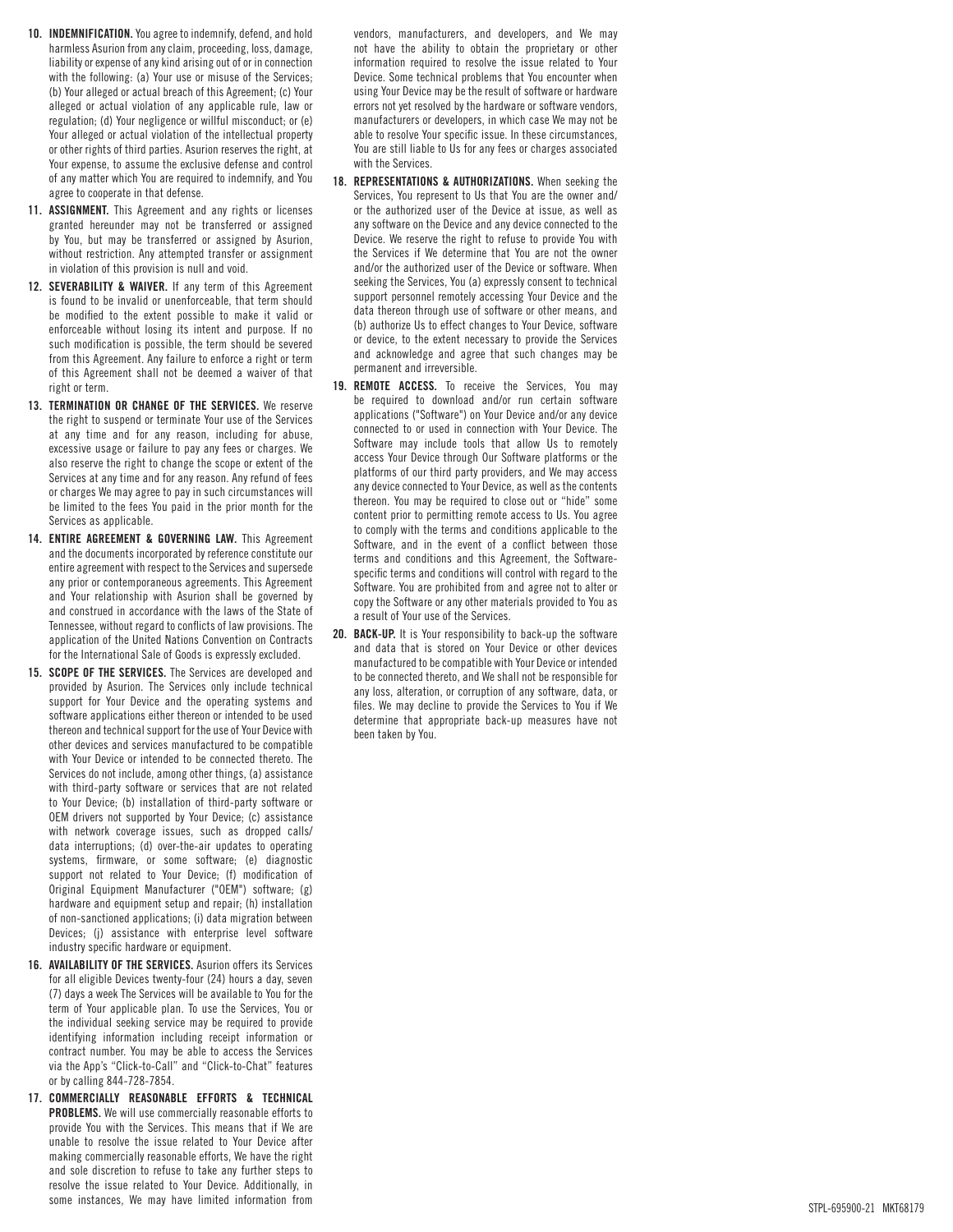10. **INDEMNIFICATION.** You agree to indemnify, defend, and hold harmless Asurion from any claim, proceeding, loss, damage, liability or expense of any kind arising out of or in connection with the following: (a) Your use or misuse of the Services; (b) Your alleged or actual breach of this Agreement; (c) Your alleged or actual violation of any applicable rule, law or regulation; (d) Your negligence or willful misconduct; or (e) Your alleged or actual violation of the intellectual property or other rights of third parties. Asurion reserves the right, at Your expense, to assume the exclusive defense and control of any matter which You are required to indemnify, and You agree to cooperate in that defense.

11. **ASSIGNMENT.** This Agreement and any rights or licenses granted hereunder may not be transferred or assigned by You, but may be transferred or assigned by Asurion, without restriction. Any attempted transfer or assignment in violation of this provision is null and void.

12. **SEVERABILITY & WAIVER.** If any term of this Agreement is found to be invalid or unenforceable, that term should be modified to the extent possible to make it valid or enforceable without losing its intent and purpose. If no such modification is possible, the term should be severed from this Agreement. Any failure to enforce a right or term of this Agreement shall not be deemed a waiver of that right or term.

13. **TERMINATION OR CHANGE OF THE SERVICES.** We reserve the right to suspend or terminate Your use of the Services at any time and for any reason, including for abuse, excessive usage or failure to pay any fees or charges. We also reserve the right to change the scope or extent of the Services at any time and for any reason. Any refund of fees or charges We may agree to pay in such circumstances will be limited to the fees You paid in the prior month for the Services as applicable.

14. **ENTIRE AGREEMENT & GOVERNING LAW.** This Agreement and the documents incorporated by reference constitute our entire agreement with respect to the Services and supersede any prior or contemporaneous agreements. This Agreement and Your relationship with Asurion shall be governed by and construed in accordance with the laws of the State of Tennessee, without regard to conflicts of law provisions. The application of the United Nations Convention on Contracts for the International Sale of Goods is expressly excluded.

15. **SCOPE OF THE SERVICES.** The Services are developed and provided by Asurion. The Services only include technical support for Your Device and the operating systems and software applications either thereon or intended to be used thereon and technical support for the use of Your Device with other devices and services manufactured to be compatible with Your Device or intended to be connected thereto. The Services do not include, among other things, (a) assistance with third-party software or services that are not related to Your Device; (b) installation of third-party software or OEM drivers not supported by Your Device; (c) assistance with network coverage issues, such as dropped calls/ data interruptions; (d) over-the-air updates to operating systems, firmware, or some software; (e) diagnostic support not related to Your Device; (f) modification of Original Equipment Manufacturer ("OEM") software; (g) hardware and equipment setup and repair; (h) installation of non-sanctioned applications; (i) data migration between Devices; (j) assistance with enterprise level software industry specific hardware or equipment.

16. **AVAILABILITY OF THE SERVICES.** Asurion offers its Services for all eligible Devices twenty-four (24) hours a day, seven (7) days a week The Services will be available to You for the term of Your applicable plan. To use the Services, You or the individual seeking service may be required to provide identifying information including receipt information or contract number. You may be able to access the Services via the App's "Click-to-Call" and "Click-to-Chat" features or by calling 844-728-7854.

17. **COMMERCIALLY REASONABLE EFFORTS & TECHNICAL PROBLEMS.** We will use commercially reasonable efforts to provide You with the Services. This means that if We are unable to resolve the issue related to Your Device after making commercially reasonable efforts, We have the right and sole discretion to refuse to take any further steps to resolve the issue related to Your Device. Additionally, in some instances, We may have limited information from vendors, manufacturers, and developers, and We may not have the ability to obtain the proprietary or other information required to resolve the issue related to Your Device. Some technical problems that You encounter when using Your Device may be the result of software or hardware errors not yet resolved by the hardware or software vendors, manufacturers or developers, in which case We may not be able to resolve Your specific issue. In these circumstances, You are still liable to Us for any fees or charges associated with the Services.

18. **REPRESENTATIONS & AUTHORIZATIONS.** When seeking the Services, You represent to Us that You are the owner and/ or the authorized user of the Device at issue, as well as any software on the Device and any device connected to the Device. We reserve the right to refuse to provide You with the Services if We determine that You are not the owner and/or the authorized user of the Device or software. When seeking the Services, You (a) expressly consent to technical support personnel remotely accessing Your Device and the data thereon through use of software or other means, and (b) authorize Us to effect changes to Your Device, software or device, to the extent necessary to provide the Services and acknowledge and agree that such changes may be permanent and irreversible.

19. **REMOTE ACCESS.** To receive the Services, You may be required to download and/or run certain software applications ("Software") on Your Device and/or any device connected to or used in connection with Your Device. The Software may include tools that allow Us to remotely access Your Device through Our Software platforms or the platforms of our third party providers, and We may access any device connected to Your Device, as well as the contents thereon. You may be required to close out or "hide" some content prior to permitting remote access to Us. You agree to comply with the terms and conditions applicable to the Software, and in the event of a conflict between those terms and conditions and this Agreement, the Software-specific terms and conditions will control with regard to the Software. You are prohibited from and agree not to alter or copy the Software or any other materials provided to You as a result of Your use of the Services.

20. **BACK-UP.** It is Your responsibility to back-up the software and data that is stored on Your Device or other devices manufactured to be compatible with Your Device or intended to be connected thereto, and We shall not be responsible for any loss, alteration, or corruption of any software, data, or files. We may decline to provide the Services to You if We determine that appropriate back-up measures have not been taken by You.

STPL-695900-21 MKT68179